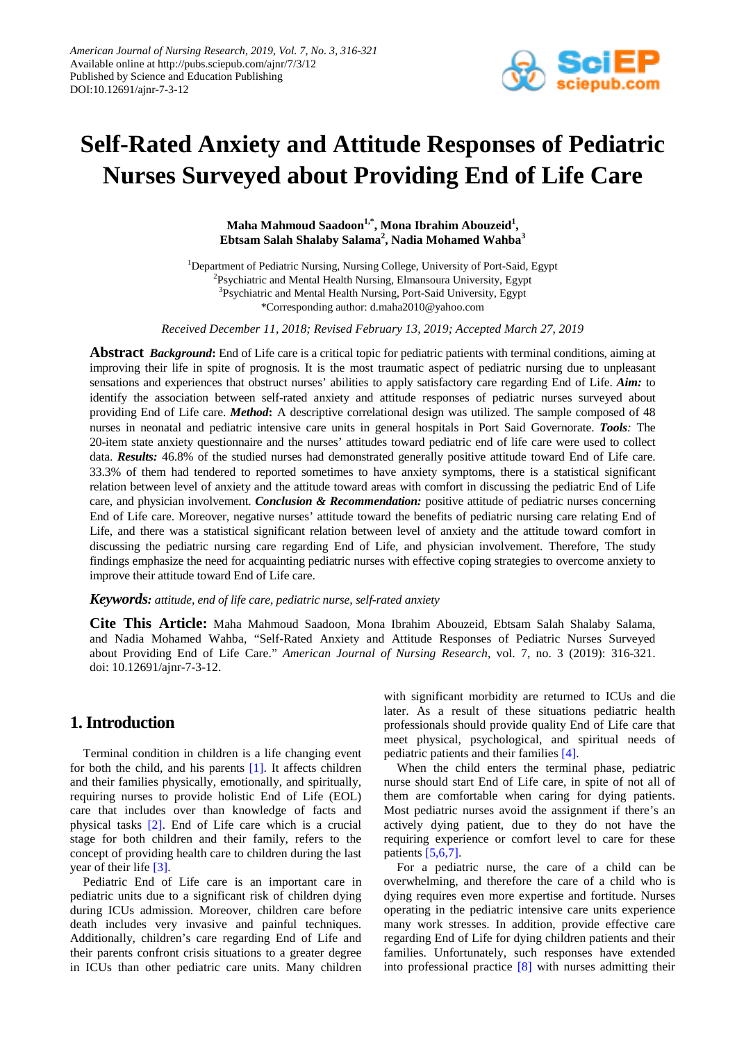# Self-Rated Anxiety and Attitude Responses of Pediatric Nurses Surveyed about Providing End of Life Care

**Maha Mahmoud Saadoon[1,*], Mona Ibrahim Abouzeid[1], Ebtsam Salah Shalaby Salama[2], Nadia Mohamed Wahba[3]**

[1]Department of Pediatric Nursing, Nursing College, University of Port-Said, Egypt
[2]Psychiatric and Mental Health Nursing, Elmansoura University, Egypt
[3]Psychiatric and Mental Health Nursing, Port-Said University, Egypt
*Corresponding author: d.maha2010@yahoo.com

*Received December 11, 2018; Revised February 13, 2019; Accepted March 27, 2019*

**Abstract** ***Background*****:** End of Life care is a critical topic for pediatric patients with terminal conditions, aiming at improving their life in spite of prognosis. It is the most traumatic aspect of pediatric nursing due to unpleasant sensations and experiences that obstruct nurses' abilities to apply satisfactory care regarding End of Life. ***Aim:*** to identify the association between self-rated anxiety and attitude responses of pediatric nurses surveyed about providing End of Life care. ***Method*****:** A descriptive correlational design was utilized. The sample composed of 48 nurses in neonatal and pediatric intensive care units in general hospitals in Port Said Governorate. ***Tools****:* The 20-item state anxiety questionnaire and the nurses' attitudes toward pediatric end of life care were used to collect data. ***Results:*** 46.8% of the studied nurses had demonstrated generally positive attitude toward End of Life care. 33.3% of them had tendered to reported sometimes to have anxiety symptoms, there is a statistical significant relation between level of anxiety and the attitude toward areas with comfort in discussing the pediatric End of Life care, and physician involvement. ***Conclusion & Recommendation:*** positive attitude of pediatric nurses concerning End of Life care. Moreover, negative nurses' attitude toward the benefits of pediatric nursing care relating End of Life, and there was a statistical significant relation between level of anxiety and the attitude toward comfort in discussing the pediatric nursing care regarding End of Life, and physician involvement. Therefore, The study findings emphasize the need for acquainting pediatric nurses with effective coping strategies to overcome anxiety to improve their attitude toward End of Life care.

***Keywords:*** *attitude, end of life care, pediatric nurse, self-rated anxiety*

**Cite This Article:** Maha Mahmoud Saadoon, Mona Ibrahim Abouzeid, Ebtsam Salah Shalaby Salama, and Nadia Mohamed Wahba, "Self-Rated Anxiety and Attitude Responses of Pediatric Nurses Surveyed about Providing End of Life Care." *American Journal of Nursing Research*, vol. 7, no. 3 (2019): 316-321. doi: 10.12691/ajnr-7-3-12.

## 1. Introduction

Terminal condition in children is a life changing event for both the child, and his parents [1]. It affects children and their families physically, emotionally, and spiritually, requiring nurses to provide holistic End of Life (EOL) care that includes over than knowledge of facts and physical tasks [2]. End of Life care which is a crucial stage for both children and their family, refers to the concept of providing health care to children during the last year of their life [3].

Pediatric End of Life care is an important care in pediatric units due to a significant risk of children dying during ICUs admission. Moreover, children care before death includes very invasive and painful techniques. Additionally, children's care regarding End of Life and their parents confront crisis situations to a greater degree in ICUs than other pediatric care units. Many children with significant morbidity are returned to ICUs and die later. As a result of these situations pediatric health professionals should provide quality End of Life care that meet physical, psychological, and spiritual needs of pediatric patients and their families [4].

When the child enters the terminal phase, pediatric nurse should start End of Life care, in spite of not all of them are comfortable when caring for dying patients. Most pediatric nurses avoid the assignment if there's an actively dying patient, due to they do not have the requiring experience or comfort level to care for these patients [5,6,7].

For a pediatric nurse, the care of a child can be overwhelming, and therefore the care of a child who is dying requires even more expertise and fortitude. Nurses operating in the pediatric intensive care units experience many work stresses. In addition, provide effective care regarding End of Life for dying children patients and their families. Unfortunately, such responses have extended into professional practice [8] with nurses admitting their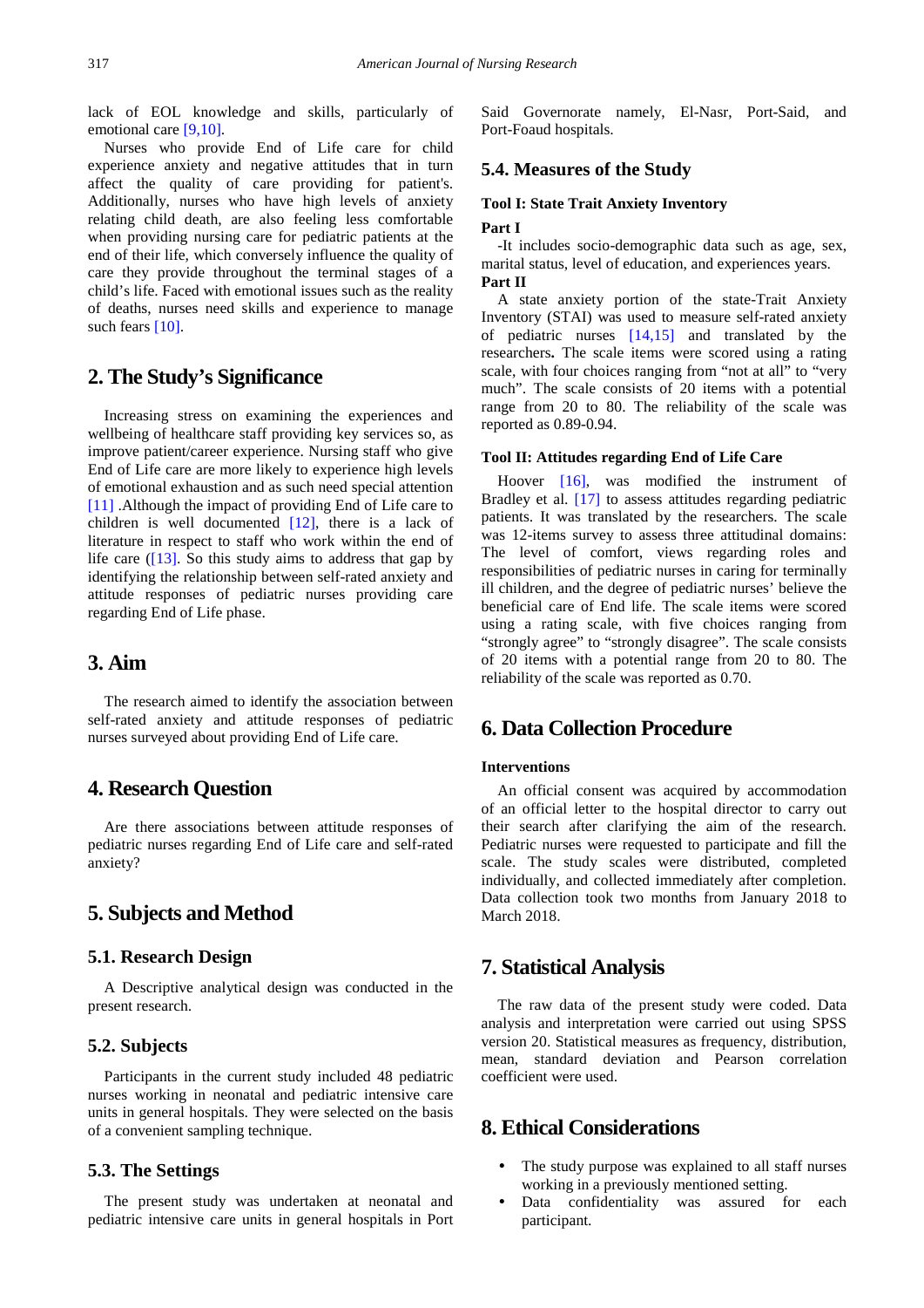lack of EOL knowledge and skills, particularly of emotional care [9,10].

Nurses who provide End of Life care for child experience anxiety and negative attitudes that in turn affect the quality of care providing for patient's. Additionally, nurses who have high levels of anxiety relating child death, are also feeling less comfortable when providing nursing care for pediatric patients at the end of their life, which conversely influence the quality of care they provide throughout the terminal stages of a child's life. Faced with emotional issues such as the reality of deaths, nurses need skills and experience to manage such fears [10].

## 2. The Study's Significance

Increasing stress on examining the experiences and wellbeing of healthcare staff providing key services so, as improve patient/career experience. Nursing staff who give End of Life care are more likely to experience high levels of emotional exhaustion and as such need special attention [11] .Although the impact of providing End of Life care to children is well documented [12], there is a lack of literature in respect to staff who work within the end of life care ([13]. So this study aims to address that gap by identifying the relationship between self-rated anxiety and attitude responses of pediatric nurses providing care regarding End of Life phase.

## 3. Aim

The research aimed to identify the association between self-rated anxiety and attitude responses of pediatric nurses surveyed about providing End of Life care.

## 4. Research Question

Are there associations between attitude responses of pediatric nurses regarding End of Life care and self-rated anxiety?

## 5. Subjects and Method

### 5.1. Research Design

A Descriptive analytical design was conducted in the present research.

### 5.2. Subjects

Participants in the current study included 48 pediatric nurses working in neonatal and pediatric intensive care units in general hospitals. They were selected on the basis of a convenient sampling technique.

### 5.3. The Settings

The present study was undertaken at neonatal and pediatric intensive care units in general hospitals in Port Said Governorate namely, El-Nasr, Port-Said, and Port-Foaud hospitals.

### 5.4. Measures of the Study

**Tool I: State Trait Anxiety Inventory**

**Part I**

-It includes socio-demographic data such as age, sex, marital status, level of education, and experiences years.

**Part II**

A state anxiety portion of the state-Trait Anxiety Inventory (STAI) was used to measure self-rated anxiety of pediatric nurses [14,15] and translated by the researchers**.** The scale items were scored using a rating scale, with four choices ranging from "not at all" to "very much". The scale consists of 20 items with a potential range from 20 to 80. The reliability of the scale was reported as 0.89-0.94.

**Tool II: Attitudes regarding End of Life Care**

Hoover [16], was modified the instrument of Bradley et al. [17] to assess attitudes regarding pediatric patients. It was translated by the researchers. The scale was 12-items survey to assess three attitudinal domains: The level of comfort, views regarding roles and responsibilities of pediatric nurses in caring for terminally ill children, and the degree of pediatric nurses' believe the beneficial care of End life. The scale items were scored using a rating scale, with five choices ranging from "strongly agree" to "strongly disagree". The scale consists of 20 items with a potential range from 20 to 80. The reliability of the scale was reported as 0.70.

## 6. Data Collection Procedure

**Interventions**

An official consent was acquired by accommodation of an official letter to the hospital director to carry out their search after clarifying the aim of the research. Pediatric nurses were requested to participate and fill the scale. The study scales were distributed, completed individually, and collected immediately after completion. Data collection took two months from January 2018 to March 2018.

## 7. Statistical Analysis

The raw data of the present study were coded. Data analysis and interpretation were carried out using SPSS version 20. Statistical measures as frequency, distribution, mean, standard deviation and Pearson correlation coefficient were used.

## 8. Ethical Considerations

- The study purpose was explained to all staff nurses working in a previously mentioned setting.
- Data confidentiality was assured for each participant.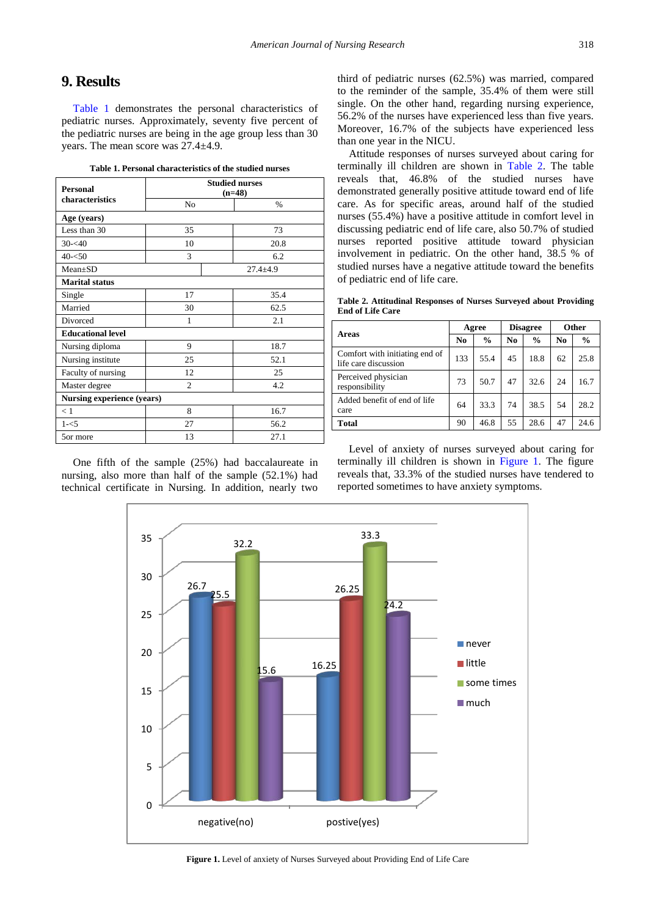## 9. Results

Table 1 demonstrates the personal characteristics of pediatric nurses. Approximately, seventy five percent of the pediatric nurses are being in the age group less than 30 years. The mean score was 27.4±4.9.

**Table 1. Personal characteristics of the studied nurses**

| Personal characteristics | Studied nurses (n=48) | |
|---|---|---|
| | No | % |
| **Age (years)** | | |
| Less than 30 | 35 | 73 |
| 30-<40 | 10 | 20.8 |
| 40-<50 | 3 | 6.2 |
| Mean±SD | 27.4±4.9 | |
| **Marital status** | | |
| Single | 17 | 35.4 |
| Married | 30 | 62.5 |
| Divorced | 1 | 2.1 |
| **Educational level** | | |
| Nursing diploma | 9 | 18.7 |
| Nursing institute | 25 | 52.1 |
| Faculty of nursing | 12 | 25 |
| Master degree | 2 | 4.2 |
| **Nursing experience (years)** | | |
| < 1 | 8 | 16.7 |
| 1-<5 | 27 | 56.2 |
| 5or more | 13 | 27.1 |

One fifth of the sample (25%) had baccalaureate in nursing, also more than half of the sample (52.1%) had technical certificate in Nursing. In addition, nearly two third of pediatric nurses (62.5%) was married, compared to the reminder of the sample, 35.4% of them were still single. On the other hand, regarding nursing experience, 56.2% of the nurses have experienced less than five years. Moreover, 16.7% of the subjects have experienced less than one year in the NICU.

Attitude responses of nurses surveyed about caring for terminally ill children are shown in Table 2. The table reveals that, 46.8% of the studied nurses have demonstrated generally positive attitude toward end of life care. As for specific areas, around half of the studied nurses (55.4%) have a positive attitude in comfort level in discussing pediatric end of life care, also 50.7% of studied nurses reported positive attitude toward physician involvement in pediatric. On the other hand, 38.5 % of studied nurses have a negative attitude toward the benefits of pediatric end of life care.

**Table 2. Attitudinal Responses of Nurses Surveyed about Providing End of Life Care**

| Areas | Agree | | Disagree | | Other | |
|---|---|---|---|---|---|---|
| | No | % | No | % | No | % |
| Comfort with initiating end of life care discussion | 133 | 55.4 | 45 | 18.8 | 62 | 25.8 |
| Perceived physician responsibility | 73 | 50.7 | 47 | 32.6 | 24 | 16.7 |
| Added benefit of end of life care | 64 | 33.3 | 74 | 38.5 | 54 | 28.2 |
| **Total** | 90 | 46.8 | 55 | 28.6 | 47 | 24.6 |

Level of anxiety of nurses surveyed about caring for terminally ill children is shown in Figure 1. The figure reveals that, 33.3% of the studied nurses have tendered to reported sometimes to have anxiety symptoms.

**Figure 1.** Level of anxiety of Nurses Surveyed about Providing End of Life Care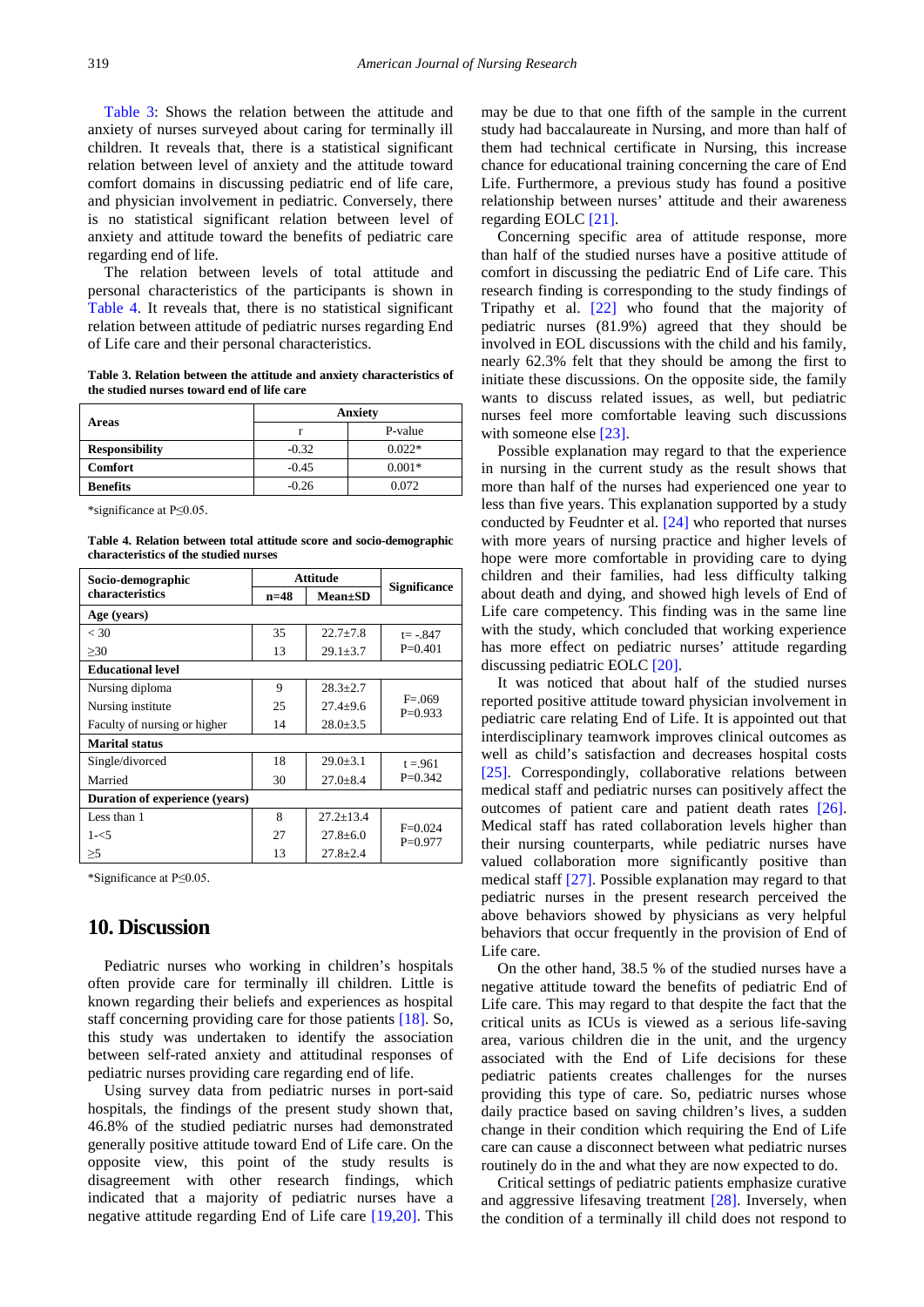Table 3: Shows the relation between the attitude and anxiety of nurses surveyed about caring for terminally ill children. It reveals that, there is a statistical significant relation between level of anxiety and the attitude toward comfort domains in discussing pediatric end of life care, and physician involvement in pediatric. Conversely, there is no statistical significant relation between level of anxiety and attitude toward the benefits of pediatric care regarding end of life.

The relation between levels of total attitude and personal characteristics of the participants is shown in Table 4. It reveals that, there is no statistical significant relation between attitude of pediatric nurses regarding End of Life care and their personal characteristics.

**Table 3. Relation between the attitude and anxiety characteristics of the studied nurses toward end of life care**

| Areas | Anxiety | |
|---|---|---|
| | r | P-value |
| **Responsibility** | -0.32 | 0.022* |
| **Comfort** | -0.45 | 0.001* |
| **Benefits** | -0.26 | 0.072 |

*significance at P≤0.05.

**Table 4. Relation between total attitude score and socio-demographic characteristics of the studied nurses**

| Socio-demographic characteristics | Attitude | | Significance |
|---|---|---|---|
| | n=48 | Mean±SD | |
| **Age (years)** | | | |
| < 30 | 35 | 22.7±7.8 | t= -.847 P=0.401 |
| ≥30 | 13 | 29.1±3.7 | |
| **Educational level** | | | |
| Nursing diploma | 9 | 28.3±2.7 | F=.069 P=0.933 |
| Nursing institute | 25 | 27.4±9.6 | |
| Faculty of nursing or higher | 14 | 28.0±3.5 | |
| **Marital status** | | | |
| Single/divorced | 18 | 29.0±3.1 | t =.961 P=0.342 |
| Married | 30 | 27.0±8.4 | |
| **Duration of experience (years)** | | | |
| Less than 1 | 8 | 27.2±13.4 | F=0.024 P=0.977 |
| 1-<5 | 27 | 27.8±6.0 | |
| ≥5 | 13 | 27.8±2.4 | |

*Significance at P≤0.05.

## 10. Discussion

Pediatric nurses who working in children's hospitals often provide care for terminally ill children. Little is known regarding their beliefs and experiences as hospital staff concerning providing care for those patients [18]. So, this study was undertaken to identify the association between self-rated anxiety and attitudinal responses of pediatric nurses providing care regarding end of life.

Using survey data from pediatric nurses in port-said hospitals, the findings of the present study shown that, 46.8% of the studied pediatric nurses had demonstrated generally positive attitude toward End of Life care. On the opposite view, this point of the study results is disagreement with other research findings, which indicated that a majority of pediatric nurses have a negative attitude regarding End of Life care [19,20]. This may be due to that one fifth of the sample in the current study had baccalaureate in Nursing, and more than half of them had technical certificate in Nursing, this increase chance for educational training concerning the care of End Life. Furthermore, a previous study has found a positive relationship between nurses' attitude and their awareness regarding EOLC [21].

Concerning specific area of attitude response, more than half of the studied nurses have a positive attitude of comfort in discussing the pediatric End of Life care. This research finding is corresponding to the study findings of Tripathy et al. [22] who found that the majority of pediatric nurses (81.9%) agreed that they should be involved in EOL discussions with the child and his family, nearly 62.3% felt that they should be among the first to initiate these discussions. On the opposite side, the family wants to discuss related issues, as well, but pediatric nurses feel more comfortable leaving such discussions with someone else [23].

Possible explanation may regard to that the experience in nursing in the current study as the result shows that more than half of the nurses had experienced one year to less than five years. This explanation supported by a study conducted by Feudtner et al. [24] who reported that nurses with more years of nursing practice and higher levels of hope were more comfortable in providing care to dying children and their families, had less difficulty talking about death and dying, and showed high levels of End of Life care competency. This finding was in the same line with the study, which concluded that working experience has more effect on pediatric nurses' attitude regarding discussing pediatric EOLC [20].

It was noticed that about half of the studied nurses reported positive attitude toward physician involvement in pediatric care relating End of Life. It is appointed out that interdisciplinary teamwork improves clinical outcomes as well as child's satisfaction and decreases hospital costs [25]. Correspondingly, collaborative relations between medical staff and pediatric nurses can positively affect the outcomes of patient care and patient death rates [26]. Medical staff has rated collaboration levels higher than their nursing counterparts, while pediatric nurses have valued collaboration more significantly positive than medical staff [27]. Possible explanation may regard to that pediatric nurses in the present research perceived the above behaviors showed by physicians as very helpful behaviors that occur frequently in the provision of End of Life care.

On the other hand, 38.5 % of the studied nurses have a negative attitude toward the benefits of pediatric End of Life care. This may regard to that despite the fact that the critical units as ICUs is viewed as a serious life-saving area, various children die in the unit, and the urgency associated with the End of Life decisions for these pediatric patients creates challenges for the nurses providing this type of care. So, pediatric nurses whose daily practice based on saving children's lives, a sudden change in their condition which requiring the End of Life care can cause a disconnect between what pediatric nurses routinely do in the and what they are now expected to do.

Critical settings of pediatric patients emphasize curative and aggressive lifesaving treatment [28]. Inversely, when the condition of a terminally ill child does not respond to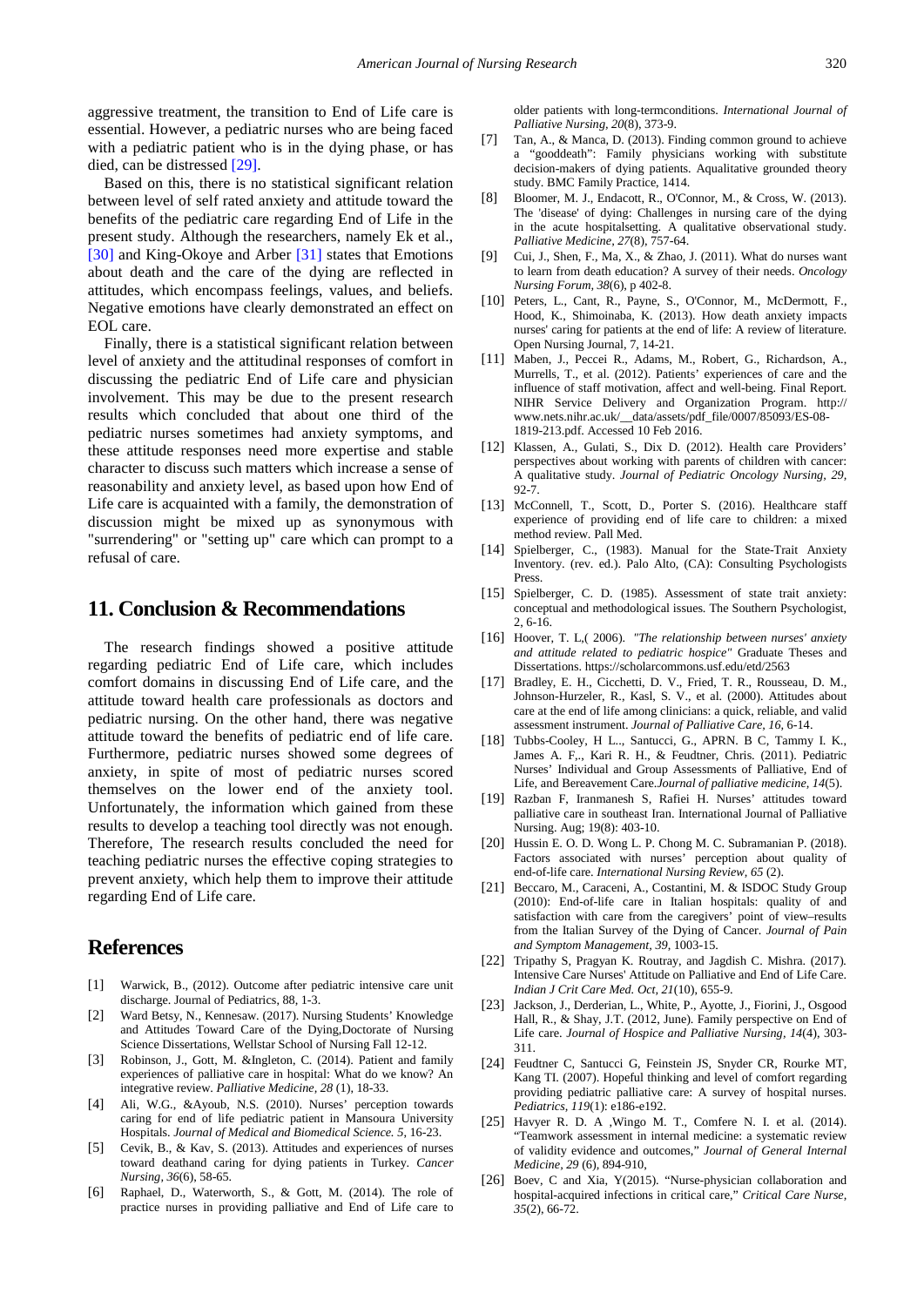aggressive treatment, the transition to End of Life care is essential. However, a pediatric nurses who are being faced with a pediatric patient who is in the dying phase, or has died, can be distressed [29].

Based on this, there is no statistical significant relation between level of self rated anxiety and attitude toward the benefits of the pediatric care regarding End of Life in the present study. Although the researchers, namely Ek et al., [30] and King-Okoye and Arber [31] states that Emotions about death and the care of the dying are reflected in attitudes, which encompass feelings, values, and beliefs. Negative emotions have clearly demonstrated an effect on EOL care.

Finally, there is a statistical significant relation between level of anxiety and the attitudinal responses of comfort in discussing the pediatric End of Life care and physician involvement. This may be due to the present research results which concluded that about one third of the pediatric nurses sometimes had anxiety symptoms, and these attitude responses need more expertise and stable character to discuss such matters which increase a sense of reasonability and anxiety level, as based upon how End of Life care is acquainted with a family, the demonstration of discussion might be mixed up as synonymous with "surrendering" or "setting up" care which can prompt to a refusal of care.

## 11. Conclusion & Recommendations

The research findings showed a positive attitude regarding pediatric End of Life care, which includes comfort domains in discussing End of Life care, and the attitude toward health care professionals as doctors and pediatric nursing. On the other hand, there was negative attitude toward the benefits of pediatric end of life care. Furthermore, pediatric nurses showed some degrees of anxiety, in spite of most of pediatric nurses scored themselves on the lower end of the anxiety tool. Unfortunately, the information which gained from these results to develop a teaching tool directly was not enough. Therefore, The research results concluded the need for teaching pediatric nurses the effective coping strategies to prevent anxiety, which help them to improve their attitude regarding End of Life care.

## References

[1] Warwick, B., (2012). Outcome after pediatric intensive care unit discharge. Journal of Pediatrics, 88, 1-3.

[2] Ward Betsy, N., Kennesaw. (2017). Nursing Students' Knowledge and Attitudes Toward Care of the Dying,Doctorate of Nursing Science Dissertations, Wellstar School of Nursing Fall 12-12.

[3] Robinson, J., Gott, M. &Ingleton, C. (2014). Patient and family experiences of palliative care in hospital: What do we know? An integrative review. *Palliative Medicine, 28* (1), 18-33.

[4] Ali, W.G., &Ayoub, N.S. (2010). Nurses' perception towards caring for end of life pediatric patient in Mansoura University Hospitals. *Journal of Medical and Biomedical Science. 5*, 16-23.

[5] Cevik, B., & Kav, S. (2013). Attitudes and experiences of nurses toward deathand caring for dying patients in Turkey. *Cancer Nursing, 36*(6), 58-65.

[6] Raphael, D., Waterworth, S., & Gott, M. (2014). The role of practice nurses in providing palliative and End of Life care to older patients with long-termconditions. *International Journal of Palliative Nursing, 20*(8), 373-9.

[7] Tan, A., & Manca, D. (2013). Finding common ground to achieve a "gooddeath": Family physicians working with substitute decision-makers of dying patients. Aqualitative grounded theory study. BMC Family Practice, 1414.

[8] Bloomer, M. J., Endacott, R., O'Connor, M., & Cross, W. (2013). The 'disease' of dying: Challenges in nursing care of the dying in the acute hospitalsetting. A qualitative observational study. *Palliative Medicine, 27*(8), 757-64.

[9] Cui, J., Shen, F., Ma, X., & Zhao, J. (2011). What do nurses want to learn from death education? A survey of their needs. *Oncology Nursing Forum, 38*(6), p 402-8.

[10] Peters, L., Cant, R., Payne, S., O'Connor, M., McDermott, F., Hood, K., Shimoinaba, K. (2013). How death anxiety impacts nurses' caring for patients at the end of life: A review of literature. Open Nursing Journal, 7, 14-21.

[11] Maben, J., Peccei R., Adams, M., Robert, G., Richardson, A., Murrells, T., et al. (2012). Patients' experiences of care and the influence of staff motivation, affect and well-being. Final Report. NIHR Service Delivery and Organization Program. http:// www.nets.nihr.ac.uk/__data/assets/pdf_file/0007/85093/ES-08-1819-213.pdf. Accessed 10 Feb 2016.

[12] Klassen, A., Gulati, S., Dix D. (2012). Health care Providers' perspectives about working with parents of children with cancer: A qualitative study. *Journal of Pediatric Oncology Nursing, 29*, 92-7.

[13] McConnell, T., Scott, D., Porter S. (2016). Healthcare staff experience of providing end of life care to children: a mixed method review. Pall Med.

[14] Spielberger, C., (1983). Manual for the State-Trait Anxiety Inventory. (rev. ed.). Palo Alto, (CA): Consulting Psychologists Press.

[15] Spielberger, C. D. (1985). Assessment of state trait anxiety: conceptual and methodological issues. The Southern Psychologist, 2, 6-16.

[16] Hoover, T. L,( 2006). *"The relationship between nurses' anxiety and attitude related to pediatric hospice"* Graduate Theses and Dissertations. https://scholarcommons.usf.edu/etd/2563

[17] Bradley, E. H., Cicchetti, D. V., Fried, T. R., Rousseau, D. M., Johnson-Hurzeler, R., Kasl, S. V., et al. (2000). Attitudes about care at the end of life among clinicians: a quick, reliable, and valid assessment instrument. *Journal of Palliative Care, 16*, 6-14.

[18] Tubbs-Cooley, H L.., Santucci, G., APRN. B C, Tammy I. K., James A. F,., Kari R. H., & Feudtner, Chris. (2011). Pediatric Nurses' Individual and Group Assessments of Palliative, End of Life, and Bereavement Care.*Journal of palliative medicine, 14*(5).

[19] Razban F, Iranmanesh S, Rafiei H. Nurses' attitudes toward palliative care in southeast Iran. International Journal of Palliative Nursing. Aug; 19(8): 403-10.

[20] Hussin E. O. D. Wong L. P. Chong M. C. Subramanian P. (2018). Factors associated with nurses' perception about quality of end-of-life care. *International Nursing Review, 65* (2).

[21] Beccaro, M., Caraceni, A., Costantini, M. & ISDOC Study Group (2010): End-of-life care in Italian hospitals: quality of and satisfaction with care from the caregivers' point of view–results from the Italian Survey of the Dying of Cancer. *Journal of Pain and Symptom Management, 39*, 1003-15.

[22] Tripathy S, Pragyan K. Routray, and Jagdish C. Mishra. (2017). Intensive Care Nurses' Attitude on Palliative and End of Life Care. *Indian J Crit Care Med. Oct, 21*(10), 655-9.

[23] Jackson, J., Derderian, L., White, P., Ayotte, J., Fiorini, J., Osgood Hall, R., & Shay, J.T. (2012, June). Family perspective on End of Life care. *Journal of Hospice and Palliative Nursing, 14*(4), 303-311.

[24] Feudtner C, Santucci G, Feinstein JS, Snyder CR, Rourke MT, Kang TI. (2007). Hopeful thinking and level of comfort regarding providing pediatric palliative care: A survey of hospital nurses. *Pediatrics, 119*(1): e186-e192.

[25] Havyer R. D. A ,Wingo M. T., Comfere N. I. et al. (2014). "Teamwork assessment in internal medicine: a systematic review of validity evidence and outcomes," *Journal of General Internal Medicine, 29* (6), 894-910,

[26] Boev, C and Xia, Y(2015). "Nurse-physician collaboration and hospital-acquired infections in critical care," *Critical Care Nurse, 35*(2), 66-72.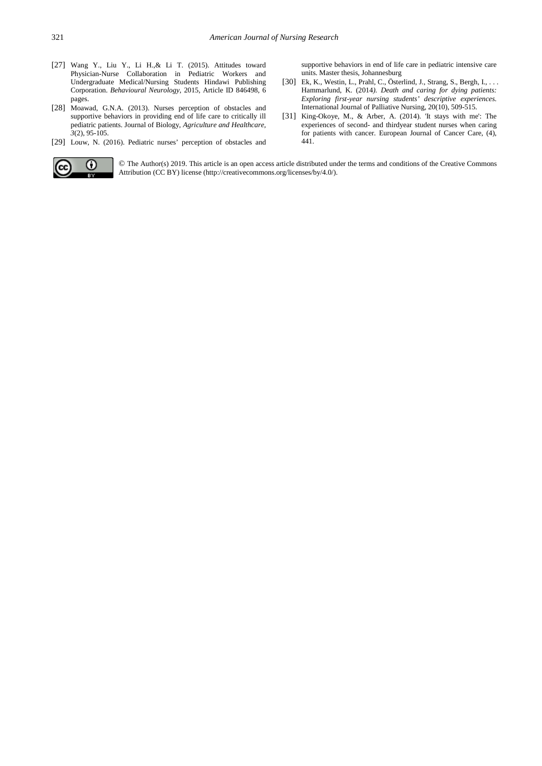[27] Wang Y., Liu Y., Li H.,& Li T. (2015). Attitudes toward Physician-Nurse Collaboration in Pediatric Workers and Undergraduate Medical/Nursing Students Hindawi Publishing Corporation. *Behavioural Neurology*, 2015, Article ID 846498, 6 pages.

[28] Moawad, G.N.A. (2013). Nurses perception of obstacles and supportive behaviors in providing end of life care to critically ill pediatric patients. Journal of Biology, *Agriculture and Healthcare, 3*(2), 95-105.

[29] Louw, N. (2016). Pediatric nurses' perception of obstacles and supportive behaviors in end of life care in pediatric intensive care units. Master thesis, Johannesburg

[30] Ek, K., Westin, L., Prahl, C., Österlind, J., Strang, S., Bergh, I., . . . Hammarlund, K. (2014*). Death and caring for dying patients: Exploring first-year nursing students' descriptive experiences.* International Journal of Palliative Nursing, 20(10), 509-515.

[31] King-Okoye, M., & Arber, A. (2014). 'It stays with me': The experiences of second- and thirdyear student nurses when caring for patients with cancer. European Journal of Cancer Care, (4), 441.

© The Author(s) 2019. This article is an open access article distributed under the terms and conditions of the Creative Commons Attribution (CC BY) license (http://creativecommons.org/licenses/by/4.0/).